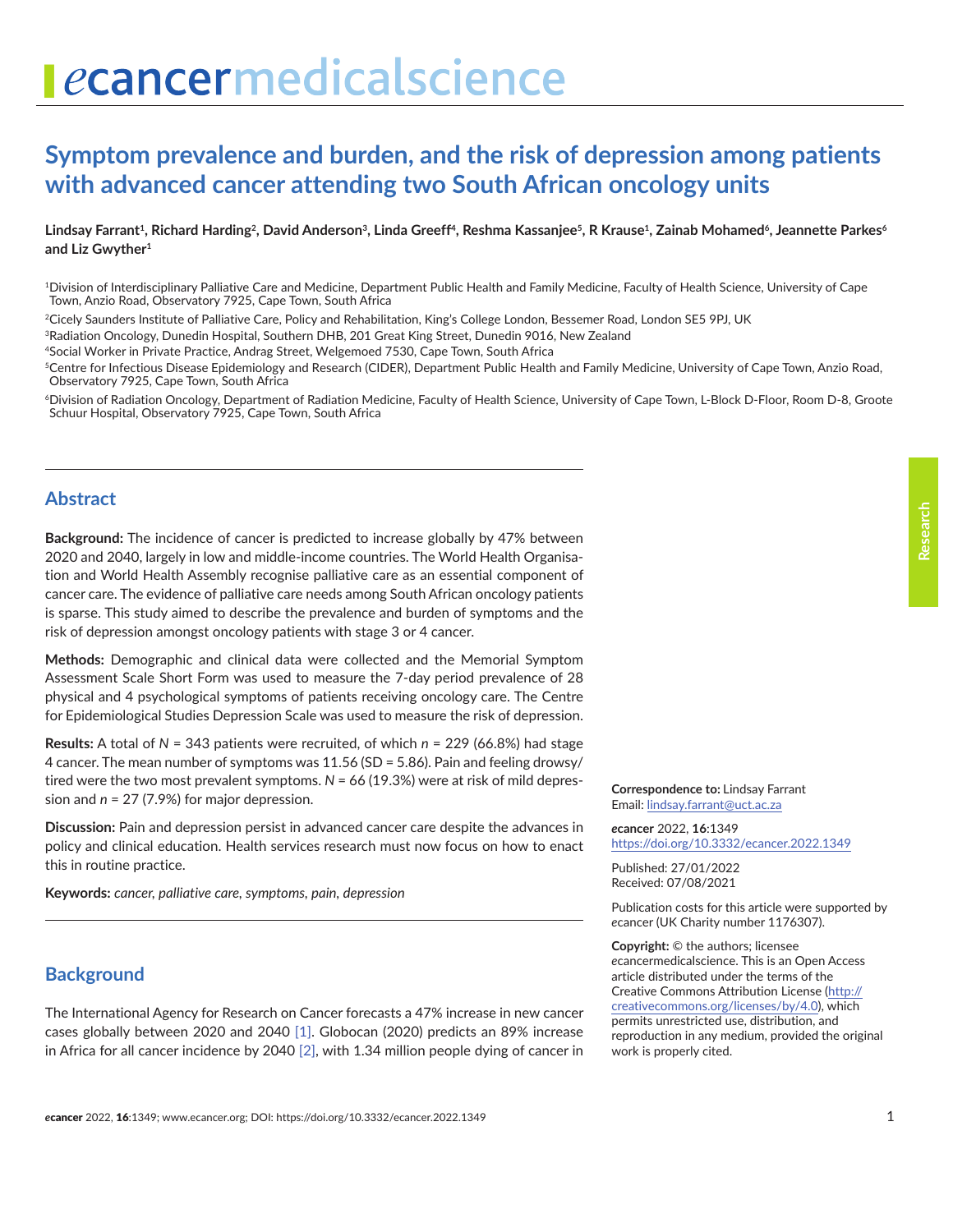# Symptom prevalence and burden, and the risk of depression among patients with advanced cancer attending two South African oncology units

**Lindsay Farrant[1], Richard Harding[2], David Anderson[3], Linda Greeff[4], Reshma Kassanjee[5], R Krause[1], Zainab Mohamed[6], Jeannette Parkes[6] and Liz Gwyther[1]**

[1]Division of Interdisciplinary Palliative Care and Medicine, Department Public Health and Family Medicine, Faculty of Health Science, University of Cape Town, Anzio Road, Observatory 7925, Cape Town, South Africa

[2]Cicely Saunders Institute of Palliative Care, Policy and Rehabilitation, King's College London, Bessemer Road, London SE5 9PJ, UK

[3]Radiation Oncology, Dunedin Hospital, Southern DHB, 201 Great King Street, Dunedin 9016, New Zealand

[4]Social Worker in Private Practice, Andrag Street, Welgemoed 7530, Cape Town, South Africa

[5]Centre for Infectious Disease Epidemiology and Research (CIDER), Department Public Health and Family Medicine, University of Cape Town, Anzio Road, Observatory 7925, Cape Town, South Africa

[6]Division of Radiation Oncology, Department of Radiation Medicine, Faculty of Health Science, University of Cape Town, L-Block D-Floor, Room D-8, Groote Schuur Hospital, Observatory 7925, Cape Town, South Africa

## Abstract

**Background:** The incidence of cancer is predicted to increase globally by 47% between 2020 and 2040, largely in low and middle-income countries. The World Health Organisation and World Health Assembly recognise palliative care as an essential component of cancer care. The evidence of palliative care needs among South African oncology patients is sparse. This study aimed to describe the prevalence and burden of symptoms and the risk of depression amongst oncology patients with stage 3 or 4 cancer.

**Methods:** Demographic and clinical data were collected and the Memorial Symptom Assessment Scale Short Form was used to measure the 7-day period prevalence of 28 physical and 4 psychological symptoms of patients receiving oncology care. The Centre for Epidemiological Studies Depression Scale was used to measure the risk of depression.

**Results:** A total of $N$ = 343 patients were recruited, of which $n$ = 229 (66.8%) had stage 4 cancer. The mean number of symptoms was 11.56 (SD = 5.86). Pain and feeling drowsy/tired were the two most prevalent symptoms. $N$ = 66 (19.3%) were at risk of mild depression and $n$ = 27 (7.9%) for major depression.

**Discussion:** Pain and depression persist in advanced cancer care despite the advances in policy and clinical education. Health services research must now focus on how to enact this in routine practice.

**Keywords:** *cancer, palliative care, symptoms, pain, depression*

**Correspondence to:** Lindsay Farrant
Email: lindsay.farrant@uct.ac.za

*e*cancer 2022, **16**:1349
https://doi.org/10.3332/ecancer.2022.1349

Published: 27/01/2022
Received: 07/08/2021

Publication costs for this article were supported by *e*cancer (UK Charity number 1176307).

**Copyright:** © the authors; licensee *e*cancermedicalscience. This is an Open Access article distributed under the terms of the Creative Commons Attribution License (http://creativecommons.org/licenses/by/4.0), which permits unrestricted use, distribution, and reproduction in any medium, provided the original work is properly cited.

## Background

The International Agency for Research on Cancer forecasts a 47% increase in new cancer cases globally between 2020 and 2040 [1]. Globocan (2020) predicts an 89% increase in Africa for all cancer incidence by 2040 [2], with 1.34 million people dying of cancer in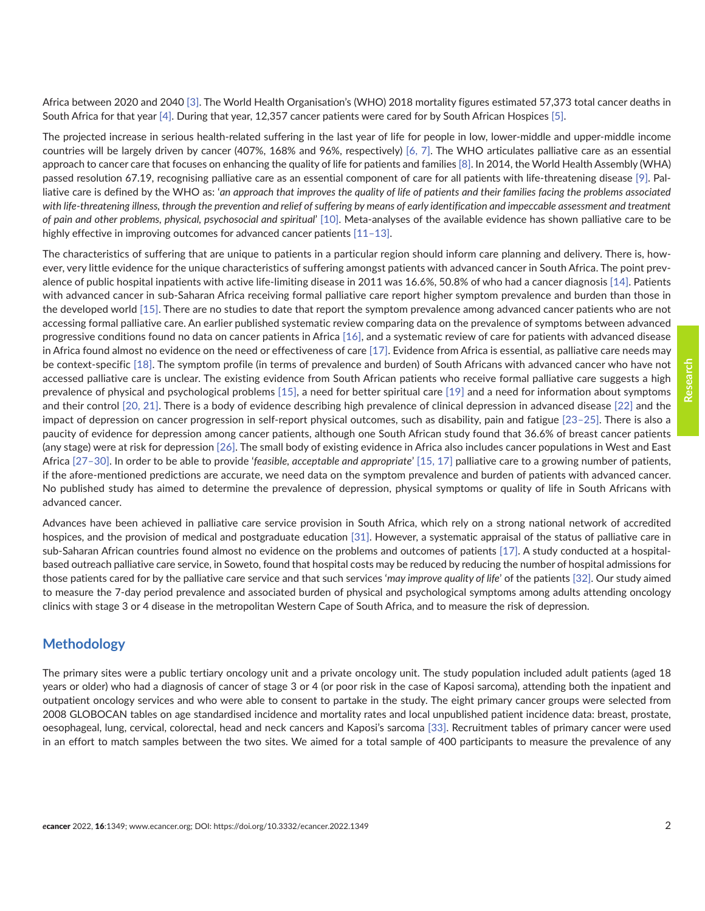Africa between 2020 and 2040 [3]. The World Health Organisation's (WHO) 2018 mortality figures estimated 57,373 total cancer deaths in South Africa for that year [4]. During that year, 12,357 cancer patients were cared for by South African Hospices [5].

The projected increase in serious health-related suffering in the last year of life for people in low, lower-middle and upper-middle income countries will be largely driven by cancer (407%, 168% and 96%, respectively) [6, 7]. The WHO articulates palliative care as an essential approach to cancer care that focuses on enhancing the quality of life for patients and families [8]. In 2014, the World Health Assembly (WHA) passed resolution 67.19, recognising palliative care as an essential component of care for all patients with life-threatening disease [9]. Palliative care is defined by the WHO as: '*an approach that improves the quality of life of patients and their families facing the problems associated with life-threatening illness, through the prevention and relief of suffering by means of early identification and impeccable assessment and treatment of pain and other problems, physical, psychosocial and spiritual*' [10]. Meta-analyses of the available evidence has shown palliative care to be highly effective in improving outcomes for advanced cancer patients [11–13].

The characteristics of suffering that are unique to patients in a particular region should inform care planning and delivery. There is, however, very little evidence for the unique characteristics of suffering amongst patients with advanced cancer in South Africa. The point prevalence of public hospital inpatients with active life-limiting disease in 2011 was 16.6%, 50.8% of who had a cancer diagnosis [14]. Patients with advanced cancer in sub-Saharan Africa receiving formal palliative care report higher symptom prevalence and burden than those in the developed world [15]. There are no studies to date that report the symptom prevalence among advanced cancer patients who are not accessing formal palliative care. An earlier published systematic review comparing data on the prevalence of symptoms between advanced progressive conditions found no data on cancer patients in Africa [16], and a systematic review of care for patients with advanced disease in Africa found almost no evidence on the need or effectiveness of care [17]. Evidence from Africa is essential, as palliative care needs may be context-specific [18]. The symptom profile (in terms of prevalence and burden) of South Africans with advanced cancer who have not accessed palliative care is unclear. The existing evidence from South African patients who receive formal palliative care suggests a high prevalence of physical and psychological problems [15], a need for better spiritual care [19] and a need for information about symptoms and their control [20, 21]. There is a body of evidence describing high prevalence of clinical depression in advanced disease [22] and the impact of depression on cancer progression in self-report physical outcomes, such as disability, pain and fatigue [23–25]. There is also a paucity of evidence for depression among cancer patients, although one South African study found that 36.6% of breast cancer patients (any stage) were at risk for depression [26]. The small body of existing evidence in Africa also includes cancer populations in West and East Africa [27–30]. In order to be able to provide '*feasible, acceptable and appropriate*' [15, 17] palliative care to a growing number of patients, if the afore-mentioned predictions are accurate, we need data on the symptom prevalence and burden of patients with advanced cancer. No published study has aimed to determine the prevalence of depression, physical symptoms or quality of life in South Africans with advanced cancer.

Advances have been achieved in palliative care service provision in South Africa, which rely on a strong national network of accredited hospices, and the provision of medical and postgraduate education [31]. However, a systematic appraisal of the status of palliative care in sub-Saharan African countries found almost no evidence on the problems and outcomes of patients [17]. A study conducted at a hospital-based outreach palliative care service, in Soweto, found that hospital costs may be reduced by reducing the number of hospital admissions for those patients cared for by the palliative care service and that such services '*may improve quality of life*' of the patients [32]. Our study aimed to measure the 7-day period prevalence and associated burden of physical and psychological symptoms among adults attending oncology clinics with stage 3 or 4 disease in the metropolitan Western Cape of South Africa, and to measure the risk of depression.

## Methodology

The primary sites were a public tertiary oncology unit and a private oncology unit. The study population included adult patients (aged 18 years or older) who had a diagnosis of cancer of stage 3 or 4 (or poor risk in the case of Kaposi sarcoma), attending both the inpatient and outpatient oncology services and who were able to consent to partake in the study. The eight primary cancer groups were selected from 2008 GLOBOCAN tables on age standardised incidence and mortality rates and local unpublished patient incidence data: breast, prostate, oesophageal, lung, cervical, colorectal, head and neck cancers and Kaposi's sarcoma [33]. Recruitment tables of primary cancer were used in an effort to match samples between the two sites. We aimed for a total sample of 400 participants to measure the prevalence of any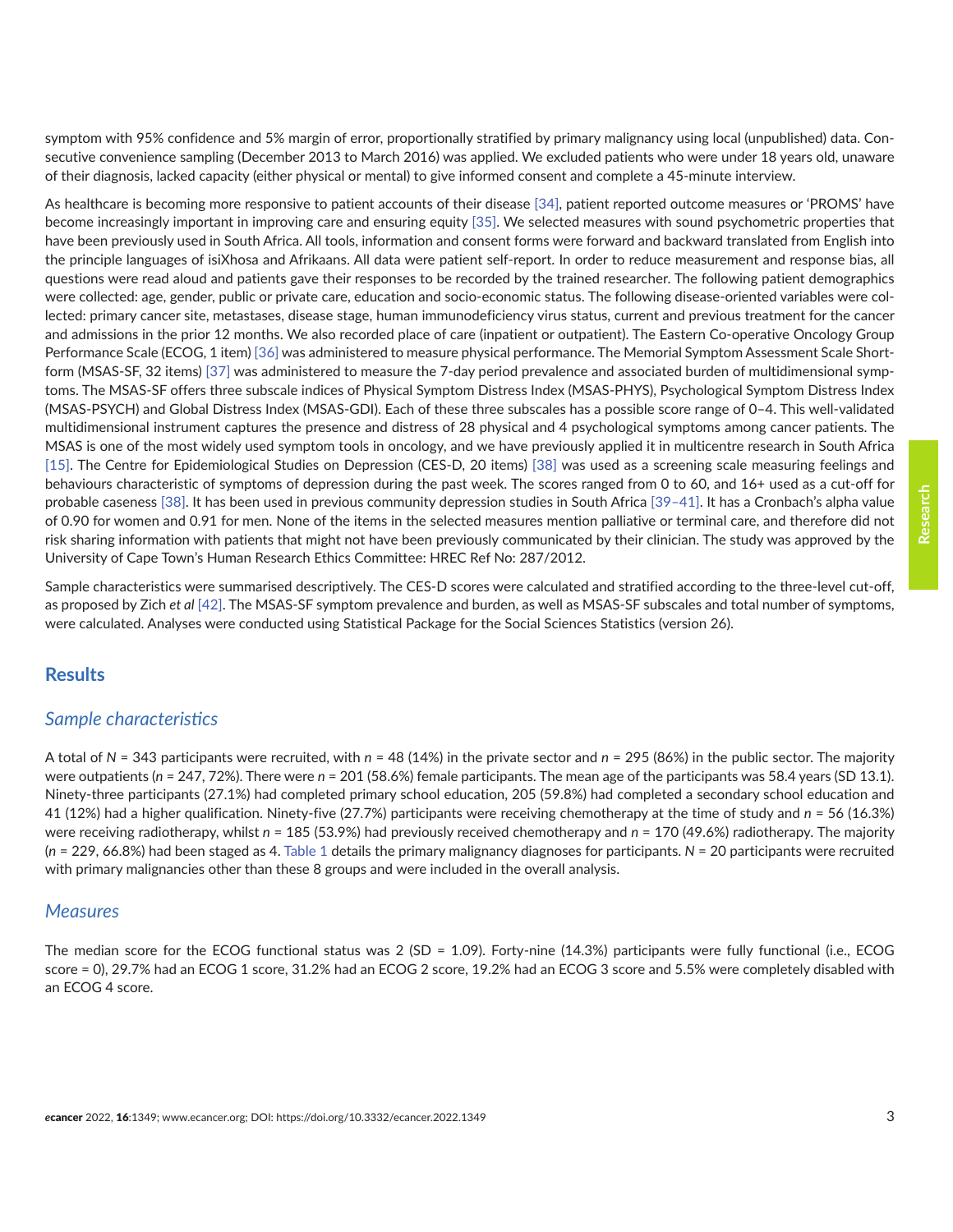symptom with 95% confidence and 5% margin of error, proportionally stratified by primary malignancy using local (unpublished) data. Consecutive convenience sampling (December 2013 to March 2016) was applied. We excluded patients who were under 18 years old, unaware of their diagnosis, lacked capacity (either physical or mental) to give informed consent and complete a 45-minute interview.

As healthcare is becoming more responsive to patient accounts of their disease [34], patient reported outcome measures or 'PROMS' have become increasingly important in improving care and ensuring equity [35]. We selected measures with sound psychometric properties that have been previously used in South Africa. All tools, information and consent forms were forward and backward translated from English into the principle languages of isiXhosa and Afrikaans. All data were patient self-report. In order to reduce measurement and response bias, all questions were read aloud and patients gave their responses to be recorded by the trained researcher. The following patient demographics were collected: age, gender, public or private care, education and socio-economic status. The following disease-oriented variables were collected: primary cancer site, metastases, disease stage, human immunodeficiency virus status, current and previous treatment for the cancer and admissions in the prior 12 months. We also recorded place of care (inpatient or outpatient). The Eastern Co-operative Oncology Group Performance Scale (ECOG, 1 item) [36] was administered to measure physical performance. The Memorial Symptom Assessment Scale Short-form (MSAS-SF, 32 items) [37] was administered to measure the 7-day period prevalence and associated burden of multidimensional symptoms. The MSAS-SF offers three subscale indices of Physical Symptom Distress Index (MSAS-PHYS), Psychological Symptom Distress Index (MSAS-PSYCH) and Global Distress Index (MSAS-GDI). Each of these three subscales has a possible score range of 0–4. This well-validated multidimensional instrument captures the presence and distress of 28 physical and 4 psychological symptoms among cancer patients. The MSAS is one of the most widely used symptom tools in oncology, and we have previously applied it in multicentre research in South Africa [15]. The Centre for Epidemiological Studies on Depression (CES-D, 20 items) [38] was used as a screening scale measuring feelings and behaviours characteristic of symptoms of depression during the past week. The scores ranged from 0 to 60, and 16+ used as a cut-off for probable caseness [38]. It has been used in previous community depression studies in South Africa [39–41]. It has a Cronbach's alpha value of 0.90 for women and 0.91 for men. None of the items in the selected measures mention palliative or terminal care, and therefore did not risk sharing information with patients that might not have been previously communicated by their clinician. The study was approved by the University of Cape Town's Human Research Ethics Committee: HREC Ref No: 287/2012.

Sample characteristics were summarised descriptively. The CES-D scores were calculated and stratified according to the three-level cut-off, as proposed by Zich *et al* [42]. The MSAS-SF symptom prevalence and burden, as well as MSAS-SF subscales and total number of symptoms, were calculated. Analyses were conducted using Statistical Package for the Social Sciences Statistics (version 26).

## Results

### *Sample characteristics*

A total of $N$ = 343 participants were recruited, with $n$ = 48 (14%) in the private sector and $n$ = 295 (86%) in the public sector. The majority were outpatients ($n$ = 247, 72%). There were $n$ = 201 (58.6%) female participants. The mean age of the participants was 58.4 years (SD 13.1). Ninety-three participants (27.1%) had completed primary school education, 205 (59.8%) had completed a secondary school education and 41 (12%) had a higher qualification. Ninety-five (27.7%) participants were receiving chemotherapy at the time of study and $n$ = 56 (16.3%) were receiving radiotherapy, whilst $n$ = 185 (53.9%) had previously received chemotherapy and $n$ = 170 (49.6%) radiotherapy. The majority ($n$ = 229, 66.8%) had been staged as 4. Table 1 details the primary malignancy diagnoses for participants. $N$ = 20 participants were recruited with primary malignancies other than these 8 groups and were included in the overall analysis.

### *Measures*

The median score for the ECOG functional status was 2 (SD = 1.09). Forty-nine (14.3%) participants were fully functional (i.e., ECOG score = 0), 29.7% had an ECOG 1 score, 31.2% had an ECOG 2 score, 19.2% had an ECOG 3 score and 5.5% were completely disabled with an ECOG 4 score.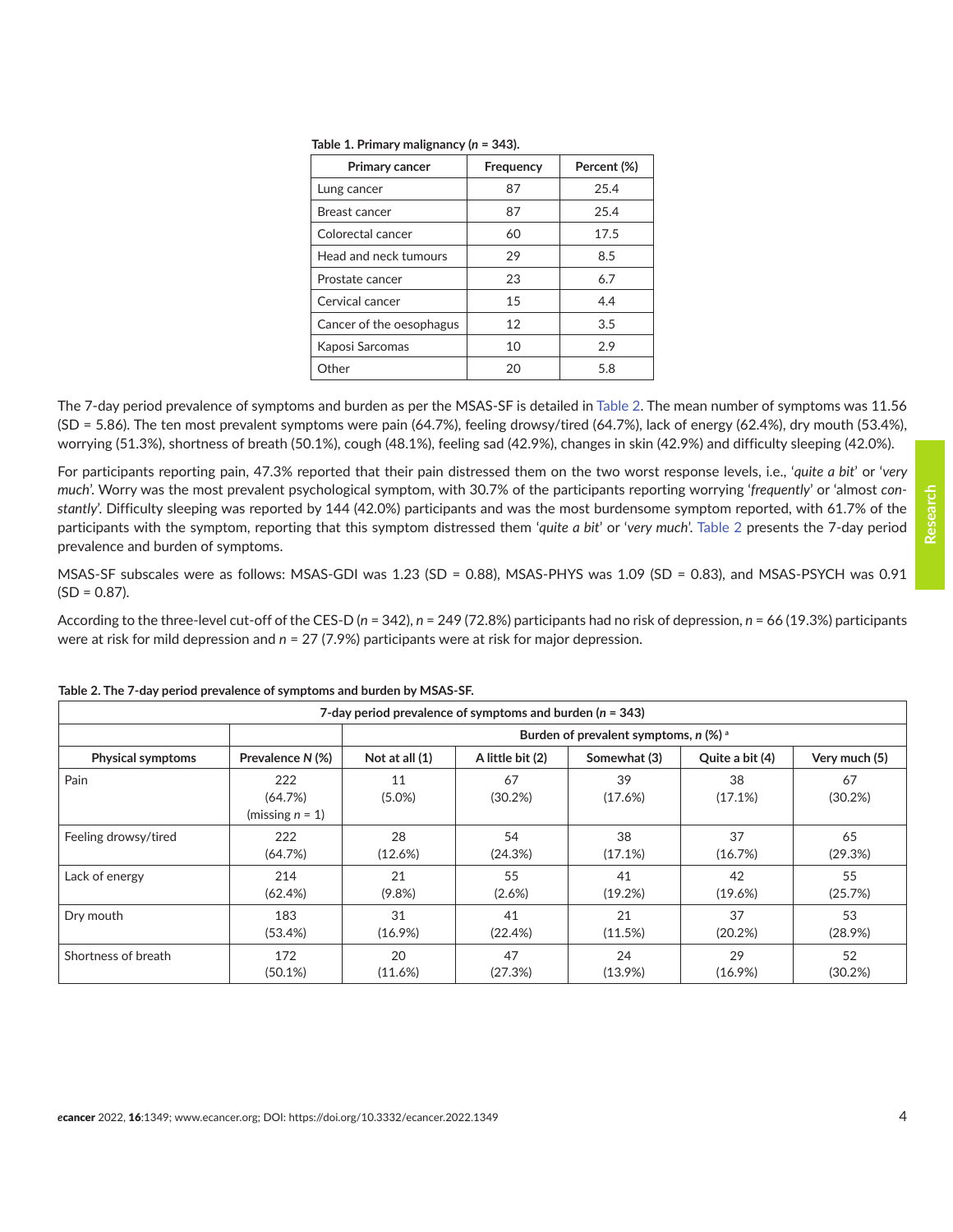**Table 1. Primary malignancy (*n* = 343).**

| Primary cancer | Frequency | Percent (%) |
|---|---|---|
| Lung cancer | 87 | 25.4 |
| Breast cancer | 87 | 25.4 |
| Colorectal cancer | 60 | 17.5 |
| Head and neck tumours | 29 | 8.5 |
| Prostate cancer | 23 | 6.7 |
| Cervical cancer | 15 | 4.4 |
| Cancer of the oesophagus | 12 | 3.5 |
| Kaposi Sarcomas | 10 | 2.9 |
| Other | 20 | 5.8 |

The 7-day period prevalence of symptoms and burden as per the MSAS-SF is detailed in Table 2. The mean number of symptoms was 11.56 (SD = 5.86). The ten most prevalent symptoms were pain (64.7%), feeling drowsy/tired (64.7%), lack of energy (62.4%), dry mouth (53.4%), worrying (51.3%), shortness of breath (50.1%), cough (48.1%), feeling sad (42.9%), changes in skin (42.9%) and difficulty sleeping (42.0%).

For participants reporting pain, 47.3% reported that their pain distressed them on the two worst response levels, i.e., '*quite a bit*' or '*very much*'. Worry was the most prevalent psychological symptom, with 30.7% of the participants reporting worrying '*frequently*' or 'almost *constantly*'. Difficulty sleeping was reported by 144 (42.0%) participants and was the most burdensome symptom reported, with 61.7% of the participants with the symptom, reporting that this symptom distressed them '*quite a bit*' or '*very much*'. Table 2 presents the 7-day period prevalence and burden of symptoms.

MSAS-SF subscales were as follows: MSAS-GDI was 1.23 (SD = 0.88), MSAS-PHYS was 1.09 (SD = 0.83), and MSAS-PSYCH was 0.91 (SD = 0.87).

According to the three-level cut-off of the CES-D (*n* = 342), *n* = 249 (72.8%) participants had no risk of depression, *n* = 66 (19.3%) participants were at risk for mild depression and *n* = 27 (7.9%) participants were at risk for major depression.

**Table 2. The 7-day period prevalence of symptoms and burden by MSAS-SF.**

| 7-day period prevalence of symptoms and burden (*n* = 343) | | | | | | |
|---|---|---|---|---|---|---|
| | | Burden of prevalent symptoms, *n* (%) [a] | | | | |
| **Physical symptoms** | **Prevalence *N* (%)** | **Not at all (1)** | **A little bit (2)** | **Somewhat (3)** | **Quite a bit (4)** | **Very much (5)** |
| Pain | 222 (64.7%) (missing *n* = 1) | 11 (5.0%) | 67 (30.2%) | 39 (17.6%) | 38 (17.1%) | 67 (30.2%) |
| Feeling drowsy/tired | 222 (64.7%) | 28 (12.6%) | 54 (24.3%) | 38 (17.1%) | 37 (16.7%) | 65 (29.3%) |
| Lack of energy | 214 (62.4%) | 21 (9.8%) | 55 (2.6%) | 41 (19.2%) | 42 (19.6%) | 55 (25.7%) |
| Dry mouth | 183 (53.4%) | 31 (16.9%) | 41 (22.4%) | 21 (11.5%) | 37 (20.2%) | 53 (28.9%) |
| Shortness of breath | 172 (50.1%) | 20 (11.6%) | 47 (27.3%) | 24 (13.9%) | 29 (16.9%) | 52 (30.2%) |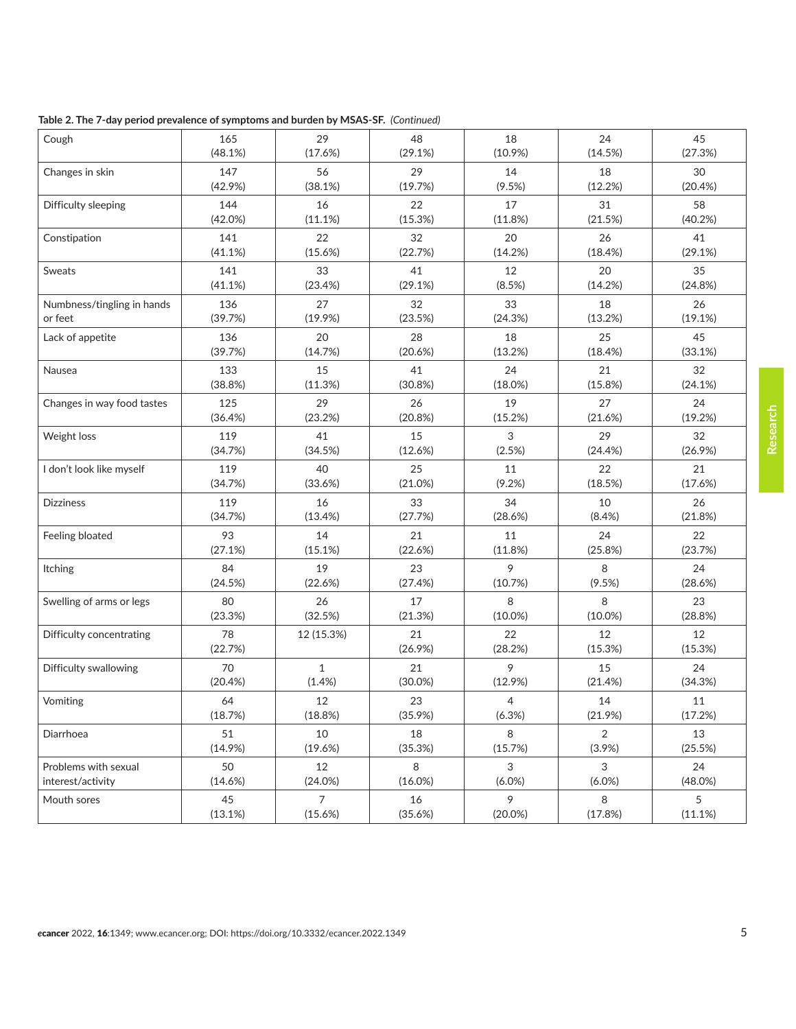**Table 2. The 7-day period prevalence of symptoms and burden by MSAS-SF.** *(Continued)*

| | | | | | | |
|---|---|---|---|---|---|---|
| Cough | 165 (48.1%) | 29 (17.6%) | 48 (29.1%) | 18 (10.9%) | 24 (14.5%) | 45 (27.3%) |
| Changes in skin | 147 (42.9%) | 56 (38.1%) | 29 (19.7%) | 14 (9.5%) | 18 (12.2%) | 30 (20.4%) |
| Difficulty sleeping | 144 (42.0%) | 16 (11.1%) | 22 (15.3%) | 17 (11.8%) | 31 (21.5%) | 58 (40.2%) |
| Constipation | 141 (41.1%) | 22 (15.6%) | 32 (22.7%) | 20 (14.2%) | 26 (18.4%) | 41 (29.1%) |
| Sweats | 141 (41.1%) | 33 (23.4%) | 41 (29.1%) | 12 (8.5%) | 20 (14.2%) | 35 (24.8%) |
| Numbness/tingling in hands or feet | 136 (39.7%) | 27 (19.9%) | 32 (23.5%) | 33 (24.3%) | 18 (13.2%) | 26 (19.1%) |
| Lack of appetite | 136 (39.7%) | 20 (14.7%) | 28 (20.6%) | 18 (13.2%) | 25 (18.4%) | 45 (33.1%) |
| Nausea | 133 (38.8%) | 15 (11.3%) | 41 (30.8%) | 24 (18.0%) | 21 (15.8%) | 32 (24.1%) |
| Changes in way food tastes | 125 (36.4%) | 29 (23.2%) | 26 (20.8%) | 19 (15.2%) | 27 (21.6%) | 24 (19.2%) |
| Weight loss | 119 (34.7%) | 41 (34.5%) | 15 (12.6%) | 3 (2.5%) | 29 (24.4%) | 32 (26.9%) |
| I don't look like myself | 119 (34.7%) | 40 (33.6%) | 25 (21.0%) | 11 (9.2%) | 22 (18.5%) | 21 (17.6%) |
| Dizziness | 119 (34.7%) | 16 (13.4%) | 33 (27.7%) | 34 (28.6%) | 10 (8.4%) | 26 (21.8%) |
| Feeling bloated | 93 (27.1%) | 14 (15.1%) | 21 (22.6%) | 11 (11.8%) | 24 (25.8%) | 22 (23.7%) |
| Itching | 84 (24.5%) | 19 (22.6%) | 23 (27.4%) | 9 (10.7%) | 8 (9.5%) | 24 (28.6%) |
| Swelling of arms or legs | 80 (23.3%) | 26 (32.5%) | 17 (21.3%) | 8 (10.0%) | 8 (10.0%) | 23 (28.8%) |
| Difficulty concentrating | 78 (22.7%) | 12 (15.3%) | 21 (26.9%) | 22 (28.2%) | 12 (15.3%) | 12 (15.3%) |
| Difficulty swallowing | 70 (20.4%) | 1 (1.4%) | 21 (30.0%) | 9 (12.9%) | 15 (21.4%) | 24 (34.3%) |
| Vomiting | 64 (18.7%) | 12 (18.8%) | 23 (35.9%) | 4 (6.3%) | 14 (21.9%) | 11 (17.2%) |
| Diarrhoea | 51 (14.9%) | 10 (19.6%) | 18 (35.3%) | 8 (15.7%) | 2 (3.9%) | 13 (25.5%) |
| Problems with sexual interest/activity | 50 (14.6%) | 12 (24.0%) | 8 (16.0%) | 3 (6.0%) | 3 (6.0%) | 24 (48.0%) |
| Mouth sores | 45 (13.1%) | 7 (15.6%) | 16 (35.6%) | 9 (20.0%) | 8 (17.8%) | 5 (11.1%) |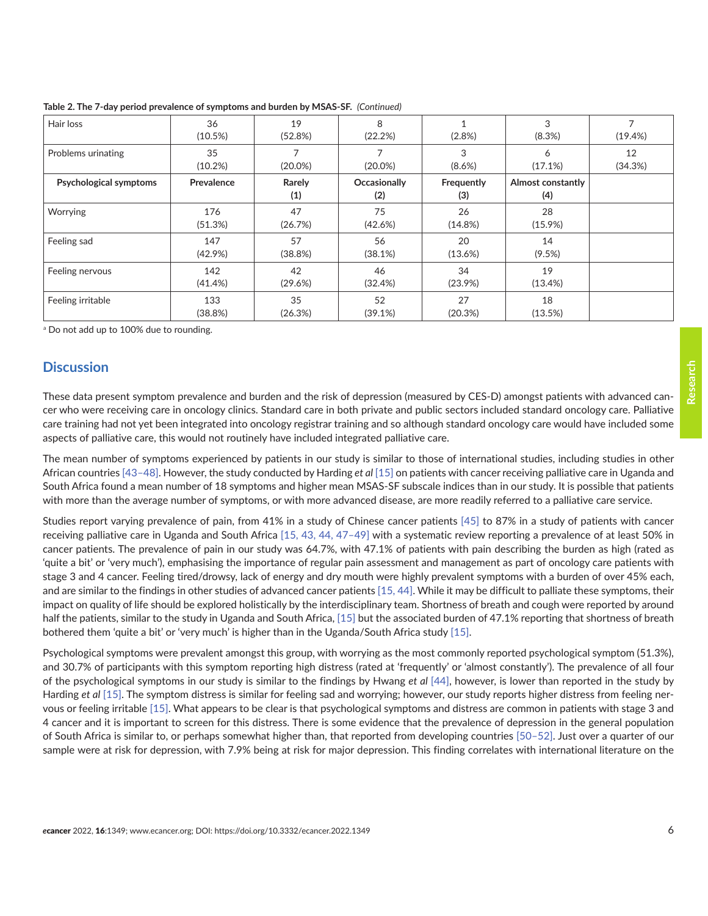**Table 2. The 7-day period prevalence of symptoms and burden by MSAS-SF.** *(Continued)*

| | | | | | | |
|---|---|---|---|---|---|---|
| Hair loss | 36 (10.5%) | 19 (52.8%) | 8 (22.2%) | 1 (2.8%) | 3 (8.3%) | 7 (19.4%) |
| Problems urinating | 35 (10.2%) | 7 (20.0%) | 7 (20.0%) | 3 (8.6%) | 6 (17.1%) | 12 (34.3%) |
| **Psychological symptoms** | **Prevalence** | **Rarely (1)** | **Occasionally (2)** | **Frequently (3)** | **Almost constantly (4)** | |
| Worrying | 176 (51.3%) | 47 (26.7%) | 75 (42.6%) | 26 (14.8%) | 28 (15.9%) | |
| Feeling sad | 147 (42.9%) | 57 (38.8%) | 56 (38.1%) | 20 (13.6%) | 14 (9.5%) | |
| Feeling nervous | 142 (41.4%) | 42 (29.6%) | 46 (32.4%) | 34 (23.9%) | 19 (13.4%) | |
| Feeling irritable | 133 (38.8%) | 35 (26.3%) | 52 (39.1%) | 27 (20.3%) | 18 (13.5%) | |

[a] Do not add up to 100% due to rounding.

## Discussion

These data present symptom prevalence and burden and the risk of depression (measured by CES-D) amongst patients with advanced cancer who were receiving care in oncology clinics. Standard care in both private and public sectors included standard oncology care. Palliative care training had not yet been integrated into oncology registrar training and so although standard oncology care would have included some aspects of palliative care, this would not routinely have included integrated palliative care.

The mean number of symptoms experienced by patients in our study is similar to those of international studies, including studies in other African countries [43–48]. However, the study conducted by Harding *et al* [15] on patients with cancer receiving palliative care in Uganda and South Africa found a mean number of 18 symptoms and higher mean MSAS-SF subscale indices than in our study. It is possible that patients with more than the average number of symptoms, or with more advanced disease, are more readily referred to a palliative care service.

Studies report varying prevalence of pain, from 41% in a study of Chinese cancer patients [45] to 87% in a study of patients with cancer receiving palliative care in Uganda and South Africa [15, 43, 44, 47–49] with a systematic review reporting a prevalence of at least 50% in cancer patients. The prevalence of pain in our study was 64.7%, with 47.1% of patients with pain describing the burden as high (rated as 'quite a bit' or 'very much'), emphasising the importance of regular pain assessment and management as part of oncology care patients with stage 3 and 4 cancer. Feeling tired/drowsy, lack of energy and dry mouth were highly prevalent symptoms with a burden of over 45% each, and are similar to the findings in other studies of advanced cancer patients [15, 44]. While it may be difficult to palliate these symptoms, their impact on quality of life should be explored holistically by the interdisciplinary team. Shortness of breath and cough were reported by around half the patients, similar to the study in Uganda and South Africa, [15] but the associated burden of 47.1% reporting that shortness of breath bothered them 'quite a bit' or 'very much' is higher than in the Uganda/South Africa study [15].

Psychological symptoms were prevalent amongst this group, with worrying as the most commonly reported psychological symptom (51.3%), and 30.7% of participants with this symptom reporting high distress (rated at 'frequently' or 'almost constantly'). The prevalence of all four of the psychological symptoms in our study is similar to the findings by Hwang *et al* [44], however, is lower than reported in the study by Harding *et al* [15]. The symptom distress is similar for feeling sad and worrying; however, our study reports higher distress from feeling nervous or feeling irritable [15]. What appears to be clear is that psychological symptoms and distress are common in patients with stage 3 and 4 cancer and it is important to screen for this distress. There is some evidence that the prevalence of depression in the general population of South Africa is similar to, or perhaps somewhat higher than, that reported from developing countries [50–52]. Just over a quarter of our sample were at risk for depression, with 7.9% being at risk for major depression. This finding correlates with international literature on the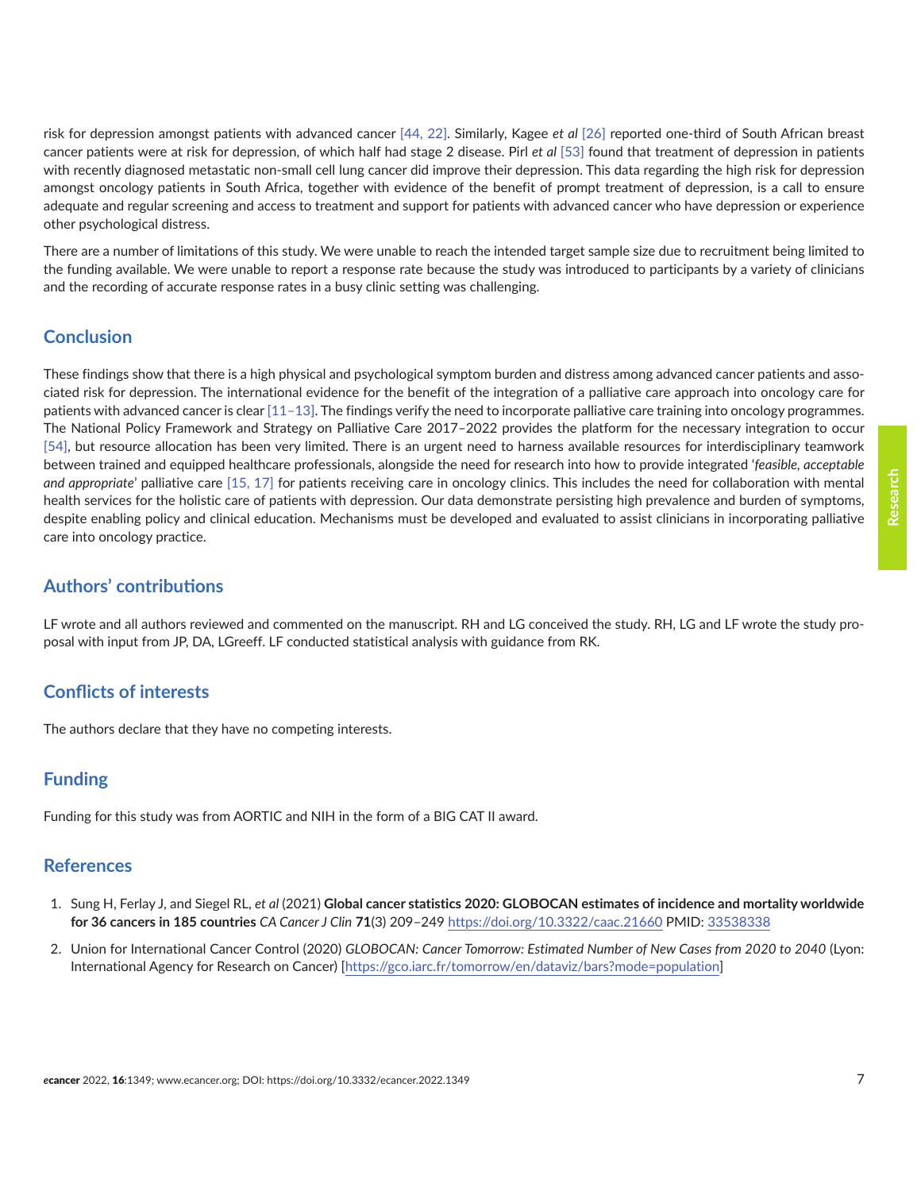risk for depression amongst patients with advanced cancer [44, 22]. Similarly, Kagee *et al* [26] reported one-third of South African breast cancer patients were at risk for depression, of which half had stage 2 disease. Pirl *et al* [53] found that treatment of depression in patients with recently diagnosed metastatic non-small cell lung cancer did improve their depression. This data regarding the high risk for depression amongst oncology patients in South Africa, together with evidence of the benefit of prompt treatment of depression, is a call to ensure adequate and regular screening and access to treatment and support for patients with advanced cancer who have depression or experience other psychological distress.

There are a number of limitations of this study. We were unable to reach the intended target sample size due to recruitment being limited to the funding available. We were unable to report a response rate because the study was introduced to participants by a variety of clinicians and the recording of accurate response rates in a busy clinic setting was challenging.

## Conclusion

These findings show that there is a high physical and psychological symptom burden and distress among advanced cancer patients and associated risk for depression. The international evidence for the benefit of the integration of a palliative care approach into oncology care for patients with advanced cancer is clear [11–13]. The findings verify the need to incorporate palliative care training into oncology programmes. The National Policy Framework and Strategy on Palliative Care 2017–2022 provides the platform for the necessary integration to occur [54], but resource allocation has been very limited. There is an urgent need to harness available resources for interdisciplinary teamwork between trained and equipped healthcare professionals, alongside the need for research into how to provide integrated '*feasible, acceptable and appropriate*' palliative care [15, 17] for patients receiving care in oncology clinics. This includes the need for collaboration with mental health services for the holistic care of patients with depression. Our data demonstrate persisting high prevalence and burden of symptoms, despite enabling policy and clinical education. Mechanisms must be developed and evaluated to assist clinicians in incorporating palliative care into oncology practice.

## Authors' contributions

LF wrote and all authors reviewed and commented on the manuscript. RH and LG conceived the study. RH, LG and LF wrote the study proposal with input from JP, DA, LGreeff. LF conducted statistical analysis with guidance from RK.

## Conflicts of interests

The authors declare that they have no competing interests.

## Funding

Funding for this study was from AORTIC and NIH in the form of a BIG CAT II award.

## References

1. Sung H, Ferlay J, and Siegel RL, *et al* (2021) **Global cancer statistics 2020: GLOBOCAN estimates of incidence and mortality worldwide for 36 cancers in 185 countries** *CA Cancer J Clin* **71**(3) 209–249 https://doi.org/10.3322/caac.21660 PMID: 33538338
2. Union for International Cancer Control (2020) *GLOBOCAN: Cancer Tomorrow: Estimated Number of New Cases from 2020 to 2040* (Lyon: International Agency for Research on Cancer) [https://gco.iarc.fr/tomorrow/en/dataviz/bars?mode=population]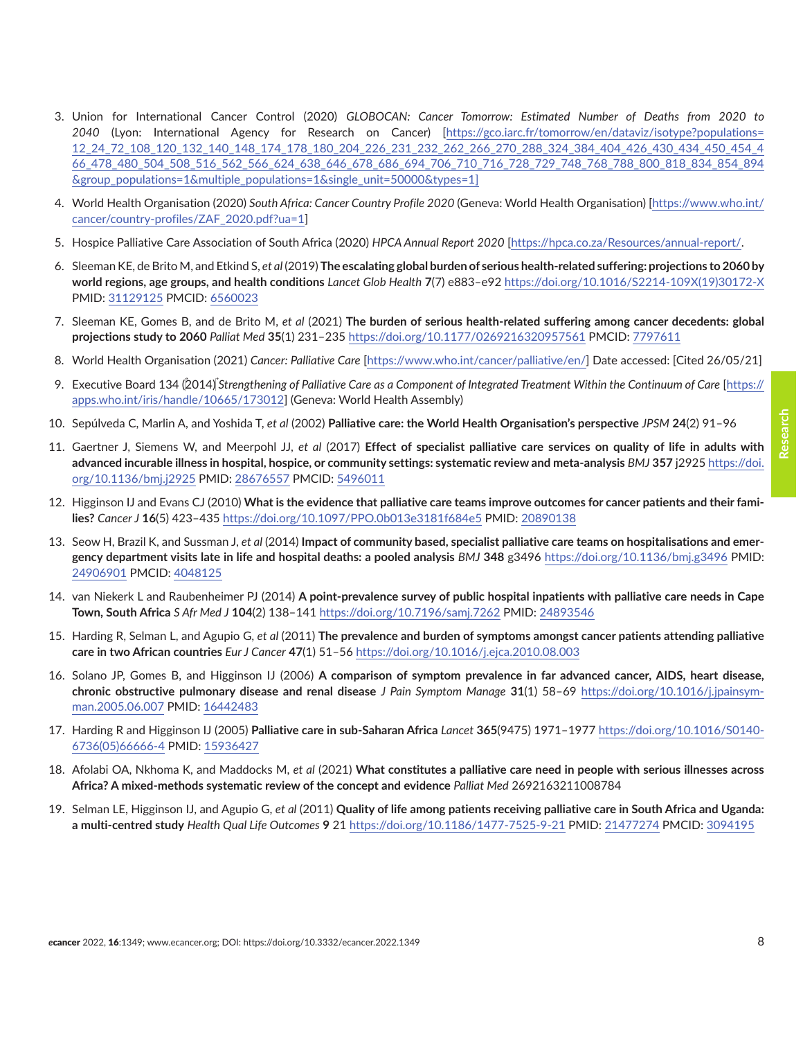3. Union for International Cancer Control (2020) *GLOBOCAN: Cancer Tomorrow: Estimated Number of Deaths from 2020 to 2040* (Lyon: International Agency for Research on Cancer) [https://gco.iarc.fr/tomorrow/en/dataviz/isotype?populations=12_24_72_108_120_132_140_148_174_178_180_204_226_231_232_262_266_270_288_324_384_404_426_430_434_450_454_466_478_480_504_508_516_562_566_624_638_646_678_686_694_706_710_716_728_729_748_768_788_800_818_834_854_894&group_populations=1&multiple_populations=1&single_unit=50000&types=1]

4. World Health Organisation (2020) *South Africa: Cancer Country Profile 2020* (Geneva: World Health Organisation) [https://www.who.int/cancer/country-profiles/ZAF_2020.pdf?ua=1]

5. Hospice Palliative Care Association of South Africa (2020) *HPCA Annual Report 2020* [https://hpca.co.za/Resources/annual-report/.

6. Sleeman KE, de Brito M, and Etkind S, *et al* (2019) **The escalating global burden of serious health-related suffering: projections to 2060 by world regions, age groups, and health conditions** *Lancet Glob Health* **7**(7) e883–e92 https://doi.org/10.1016/S2214-109X(19)30172-X PMID: 31129125 PMCID: 6560023

7. Sleeman KE, Gomes B, and de Brito M, *et al* (2021) **The burden of serious health-related suffering among cancer decedents: global projections study to 2060** *Palliat Med* **35**(1) 231–235 https://doi.org/10.1177/0269216320957561 PMCID: 7797611

8. World Health Organisation (2021) *Cancer: Palliative Care* [https://www.who.int/cancer/palliative/en/] Date accessed: [Cited 26/05/21]

9. Executive Board 134 (2014) *Strengthening of Palliative Care as a Component of Integrated Treatment Within the Continuum of Care* [https://apps.who.int/iris/handle/10665/173012] (Geneva: World Health Assembly)

10. Sepúlveda C, Marlin A, and Yoshida T, *et al* (2002) **Palliative care: the World Health Organisation's perspective** *JPSM* **24**(2) 91–96

11. Gaertner J, Siemens W, and Meerpohl JJ, *et al* (2017) **Effect of specialist palliative care services on quality of life in adults with advanced incurable illness in hospital, hospice, or community settings: systematic review and meta-analysis** *BMJ* **357** j2925 https://doi.org/10.1136/bmj.j2925 PMID: 28676557 PMCID: 5496011

12. Higginson IJ and Evans CJ (2010) **What is the evidence that palliative care teams improve outcomes for cancer patients and their families?** *Cancer J* **16**(5) 423–435 https://doi.org/10.1097/PPO.0b013e3181f684e5 PMID: 20890138

13. Seow H, Brazil K, and Sussman J, *et al* (2014) **Impact of community based, specialist palliative care teams on hospitalisations and emergency department visits late in life and hospital deaths: a pooled analysis** *BMJ* **348** g3496 https://doi.org/10.1136/bmj.g3496 PMID: 24906901 PMCID: 4048125

14. van Niekerk L and Raubenheimer PJ (2014) **A point-prevalence survey of public hospital inpatients with palliative care needs in Cape Town, South Africa** *S Afr Med J* **104**(2) 138–141 https://doi.org/10.7196/samj.7262 PMID: 24893546

15. Harding R, Selman L, and Agupio G, *et al* (2011) **The prevalence and burden of symptoms amongst cancer patients attending palliative care in two African countries** *Eur J Cancer* **47**(1) 51–56 https://doi.org/10.1016/j.ejca.2010.08.003

16. Solano JP, Gomes B, and Higginson IJ (2006) **A comparison of symptom prevalence in far advanced cancer, AIDS, heart disease, chronic obstructive pulmonary disease and renal disease** *J Pain Symptom Manage* **31**(1) 58–69 https://doi.org/10.1016/j.jpainsymman.2005.06.007 PMID: 16442483

17. Harding R and Higginson IJ (2005) **Palliative care in sub-Saharan Africa** *Lancet* **365**(9475) 1971–1977 https://doi.org/10.1016/S0140-6736(05)66666-4 PMID: 15936427

18. Afolabi OA, Nkhoma K, and Maddocks M, *et al* (2021) **What constitutes a palliative care need in people with serious illnesses across Africa? A mixed-methods systematic review of the concept and evidence** *Palliat Med* 2692163211008784

19. Selman LE, Higginson IJ, and Agupio G, *et al* (2011) **Quality of life among patients receiving palliative care in South Africa and Uganda: a multi-centred study** *Health Qual Life Outcomes* **9** 21 https://doi.org/10.1186/1477-7525-9-21 PMID: 21477274 PMCID: 3094195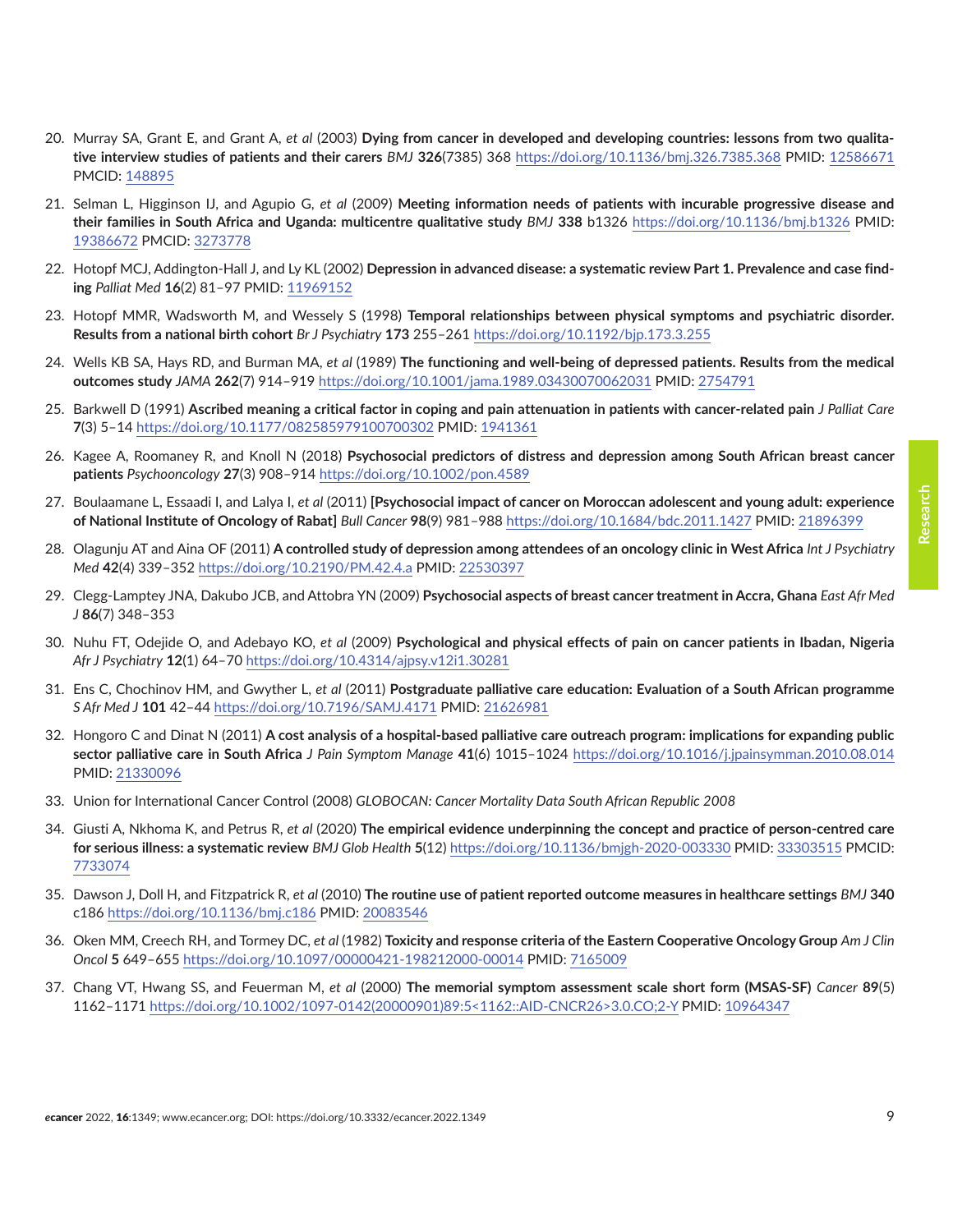20. Murray SA, Grant E, and Grant A, *et al* (2003) **Dying from cancer in developed and developing countries: lessons from two qualitative interview studies of patients and their carers** *BMJ* **326**(7385) 368 https://doi.org/10.1136/bmj.326.7385.368 PMID: 12586671 PMCID: 148895

21. Selman L, Higginson IJ, and Agupio G, *et al* (2009) **Meeting information needs of patients with incurable progressive disease and their families in South Africa and Uganda: multicentre qualitative study** *BMJ* **338** b1326 https://doi.org/10.1136/bmj.b1326 PMID: 19386672 PMCID: 3273778

22. Hotopf MCJ, Addington-Hall J, and Ly KL (2002) **Depression in advanced disease: a systematic review Part 1. Prevalence and case finding** *Palliat Med* **16**(2) 81–97 PMID: 11969152

23. Hotopf MMR, Wadsworth M, and Wessely S (1998) **Temporal relationships between physical symptoms and psychiatric disorder. Results from a national birth cohort** *Br J Psychiatry* **173** 255–261 https://doi.org/10.1192/bjp.173.3.255

24. Wells KB SA, Hays RD, and Burman MA, *et al* (1989) **The functioning and well-being of depressed patients. Results from the medical outcomes study** *JAMA* **262**(7) 914–919 https://doi.org/10.1001/jama.1989.03430070062031 PMID: 2754791

25. Barkwell D (1991) **Ascribed meaning a critical factor in coping and pain attenuation in patients with cancer-related pain** *J Palliat Care* **7**(3) 5–14 https://doi.org/10.1177/082585979100700302 PMID: 1941361

26. Kagee A, Roomaney R, and Knoll N (2018) **Psychosocial predictors of distress and depression among South African breast cancer patients** *Psychooncology* **27**(3) 908–914 https://doi.org/10.1002/pon.4589

27. Boulaamane L, Essaadi I, and Lalya I, *et al* (2011) **[Psychosocial impact of cancer on Moroccan adolescent and young adult: experience of National Institute of Oncology of Rabat]** *Bull Cancer* **98**(9) 981–988 https://doi.org/10.1684/bdc.2011.1427 PMID: 21896399

28. Olagunju AT and Aina OF (2011) **A controlled study of depression among attendees of an oncology clinic in West Africa** *Int J Psychiatry Med* **42**(4) 339–352 https://doi.org/10.2190/PM.42.4.a PMID: 22530397

29. Clegg-Lamptey JNA, Dakubo JCB, and Attobra YN (2009) **Psychosocial aspects of breast cancer treatment in Accra, Ghana** *East Afr Med J* **86**(7) 348–353

30. Nuhu FT, Odejide O, and Adebayo KO, *et al* (2009) **Psychological and physical effects of pain on cancer patients in Ibadan, Nigeria** *Afr J Psychiatry* **12**(1) 64–70 https://doi.org/10.4314/ajpsy.v12i1.30281

31. Ens C, Chochinov HM, and Gwyther L, *et al* (2011) **Postgraduate palliative care education: Evaluation of a South African programme** *S Afr Med J* **101** 42–44 https://doi.org/10.7196/SAMJ.4171 PMID: 21626981

32. Hongoro C and Dinat N (2011) **A cost analysis of a hospital-based palliative care outreach program: implications for expanding public sector palliative care in South Africa** *J Pain Symptom Manage* **41**(6) 1015–1024 https://doi.org/10.1016/j.jpainsymman.2010.08.014 PMID: 21330096

33. Union for International Cancer Control (2008) *GLOBOCAN: Cancer Mortality Data South African Republic 2008*

34. Giusti A, Nkhoma K, and Petrus R, *et al* (2020) **The empirical evidence underpinning the concept and practice of person-centred care for serious illness: a systematic review** *BMJ Glob Health* **5**(12) https://doi.org/10.1136/bmjgh-2020-003330 PMID: 33303515 PMCID: 7733074

35. Dawson J, Doll H, and Fitzpatrick R, *et al* (2010) **The routine use of patient reported outcome measures in healthcare settings** *BMJ* **340** c186 https://doi.org/10.1136/bmj.c186 PMID: 20083546

36. Oken MM, Creech RH, and Tormey DC, *et al* (1982) **Toxicity and response criteria of the Eastern Cooperative Oncology Group** *Am J Clin Oncol* **5** 649–655 https://doi.org/10.1097/00000421-198212000-00014 PMID: 7165009

37. Chang VT, Hwang SS, and Feuerman M, *et al* (2000) **The memorial symptom assessment scale short form (MSAS-SF)** *Cancer* **89**(5) 1162–1171 https://doi.org/10.1002/1097-0142(20000901)89:5<1162::AID-CNCR26>3.0.CO;2-Y PMID: 10964347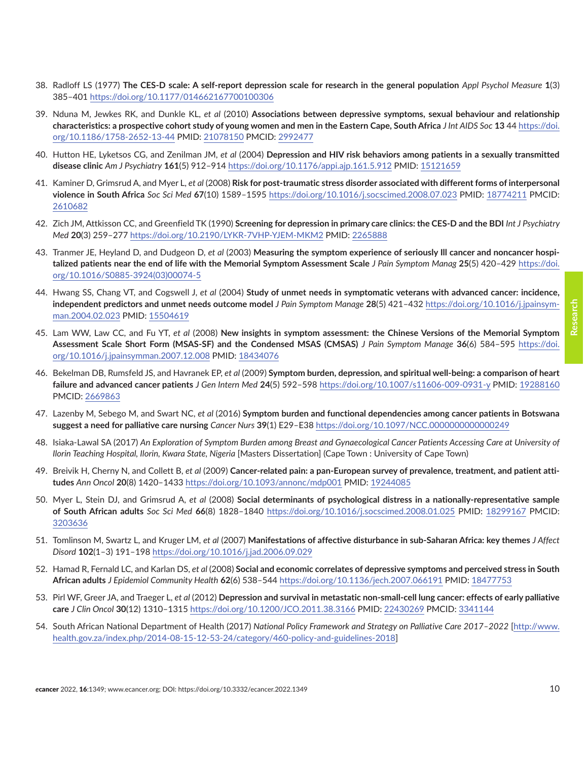38. Radloff LS (1977) **The CES-D scale: A self-report depression scale for research in the general population** *Appl Psychol Measure* **1**(3) 385–401 https://doi.org/10.1177/014662167700100306

39. Nduna M, Jewkes RK, and Dunkle KL, *et al* (2010) **Associations between depressive symptoms, sexual behaviour and relationship characteristics: a prospective cohort study of young women and men in the Eastern Cape, South Africa** *J Int AIDS Soc* **13** 44 https://doi.org/10.1186/1758-2652-13-44 PMID: 21078150 PMCID: 2992477

40. Hutton HE, Lyketsos CG, and Zenilman JM, *et al* (2004) **Depression and HIV risk behaviors among patients in a sexually transmitted disease clinic** *Am J Psychiatry* **161**(5) 912–914 https://doi.org/10.1176/appi.ajp.161.5.912 PMID: 15121659

41. Kaminer D, Grimsrud A, and Myer L, *et al* (2008) **Risk for post-traumatic stress disorder associated with different forms of interpersonal violence in South Africa** *Soc Sci Med* **67**(10) 1589–1595 https://doi.org/10.1016/j.socscimed.2008.07.023 PMID: 18774211 PMCID: 2610682

42. Zich JM, Attkisson CC, and Greenfield TK (1990) **Screening for depression in primary care clinics: the CES-D and the BDI** *Int J Psychiatry Med* **20**(3) 259–277 https://doi.org/10.2190/LYKR-7VHP-YJEM-MKM2 PMID: 2265888

43. Tranmer JE, Heyland D, and Dudgeon D, *et al* (2003) **Measuring the symptom experience of seriously Ill cancer and noncancer hospitalized patients near the end of life with the Memorial Symptom Assessment Scale** *J Pain Symptom Manag* **25**(5) 420–429 https://doi.org/10.1016/S0885-3924(03)00074-5

44. Hwang SS, Chang VT, and Cogswell J, *et al* (2004) **Study of unmet needs in symptomatic veterans with advanced cancer: incidence, independent predictors and unmet needs outcome model** *J Pain Symptom Manage* **28**(5) 421–432 https://doi.org/10.1016/j.jpainsymman.2004.02.023 PMID: 15504619

45. Lam WW, Law CC, and Fu YT, *et al* (2008) **New insights in symptom assessment: the Chinese Versions of the Memorial Symptom Assessment Scale Short Form (MSAS-SF) and the Condensed MSAS (CMSAS)** *J Pain Symptom Manage* **36**(6) 584–595 https://doi.org/10.1016/j.jpainsymman.2007.12.008 PMID: 18434076

46. Bekelman DB, Rumsfeld JS, and Havranek EP, *et al* (2009) **Symptom burden, depression, and spiritual well-being: a comparison of heart failure and advanced cancer patients** *J Gen Intern Med* **24**(5) 592–598 https://doi.org/10.1007/s11606-009-0931-y PMID: 19288160 PMCID: 2669863

47. Lazenby M, Sebego M, and Swart NC, *et al* (2016) **Symptom burden and functional dependencies among cancer patients in Botswana suggest a need for palliative care nursing** *Cancer Nurs* **39**(1) E29–E38 https://doi.org/10.1097/NCC.0000000000000249

48. Isiaka-Lawal SA (2017) *An Exploration of Symptom Burden among Breast and Gynaecological Cancer Patients Accessing Care at University of Ilorin Teaching Hospital, Ilorin, Kwara State, Nigeria* [Masters Dissertation] (Cape Town : University of Cape Town)

49. Breivik H, Cherny N, and Collett B, *et al* (2009) **Cancer-related pain: a pan-European survey of prevalence, treatment, and patient attitudes** *Ann Oncol* **20**(8) 1420–1433 https://doi.org/10.1093/annonc/mdp001 PMID: 19244085

50. Myer L, Stein DJ, and Grimsrud A, *et al* (2008) **Social determinants of psychological distress in a nationally-representative sample of South African adults** *Soc Sci Med* **66**(8) 1828–1840 https://doi.org/10.1016/j.socscimed.2008.01.025 PMID: 18299167 PMCID: 3203636

51. Tomlinson M, Swartz L, and Kruger LM, *et al* (2007) **Manifestations of affective disturbance in sub-Saharan Africa: key themes** *J Affect Disord* **102**(1–3) 191–198 https://doi.org/10.1016/j.jad.2006.09.029

52. Hamad R, Fernald LC, and Karlan DS, *et al* (2008) **Social and economic correlates of depressive symptoms and perceived stress in South African adults** *J Epidemiol Community Health* **62**(6) 538–544 https://doi.org/10.1136/jech.2007.066191 PMID: 18477753

53. Pirl WF, Greer JA, and Traeger L, *et al* (2012) **Depression and survival in metastatic non-small-cell lung cancer: effects of early palliative care** *J Clin Oncol* **30**(12) 1310–1315 https://doi.org/10.1200/JCO.2011.38.3166 PMID: 22430269 PMCID: 3341144

54. South African National Department of Health (2017) *National Policy Framework and Strategy on Palliative Care 2017–2022* [http://www.health.gov.za/index.php/2014-08-15-12-53-24/category/460-policy-and-guidelines-2018]